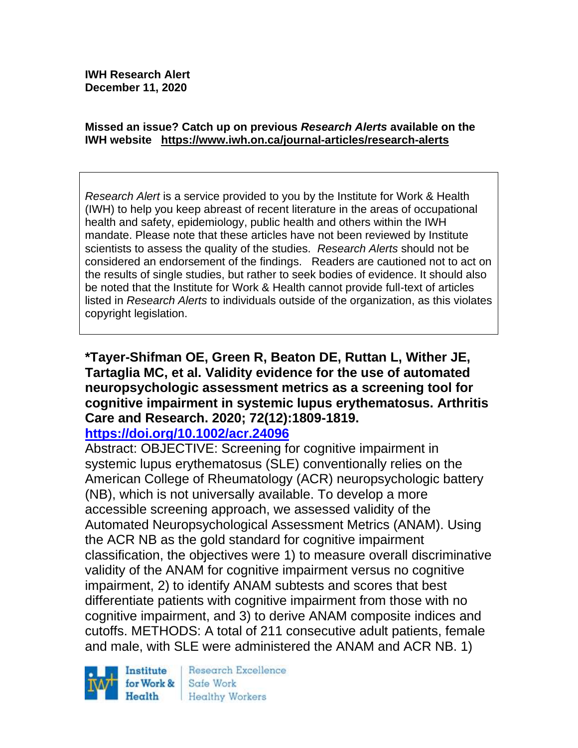**IWH Research Alert**
**December 11, 2020**

**Missed an issue? Catch up on previous *Research Alerts* available on the IWH website https://www.iwh.on.ca/journal-articles/research-alerts**

*Research Alert* is a service provided to you by the Institute for Work & Health (IWH) to help you keep abreast of recent literature in the areas of occupational health and safety, epidemiology, public health and others within the IWH mandate. Please note that these articles have not been reviewed by Institute scientists to assess the quality of the studies. *Research Alerts* should not be considered an endorsement of the findings. Readers are cautioned not to act on the results of single studies, but rather to seek bodies of evidence. It should also be noted that the Institute for Work & Health cannot provide full-text of articles listed in *Research Alerts* to individuals outside of the organization, as this violates copyright legislation.

**\*Tayer-Shifman OE, Green R, Beaton DE, Ruttan L, Wither JE, Tartaglia MC, et al. Validity evidence for the use of automated neuropsychologic assessment metrics as a screening tool for cognitive impairment in systemic lupus erythematosus. Arthritis Care and Research. 2020; 72(12):1809-1819.**
**https://doi.org/10.1002/acr.24096**

Abstract: OBJECTIVE: Screening for cognitive impairment in systemic lupus erythematosus (SLE) conventionally relies on the American College of Rheumatology (ACR) neuropsychologic battery (NB), which is not universally available. To develop a more accessible screening approach, we assessed validity of the Automated Neuropsychological Assessment Metrics (ANAM). Using the ACR NB as the gold standard for cognitive impairment classification, the objectives were 1) to measure overall discriminative validity of the ANAM for cognitive impairment versus no cognitive impairment, 2) to identify ANAM subtests and scores that best differentiate patients with cognitive impairment from those with no cognitive impairment, and 3) to derive ANAM composite indices and cutoffs. METHODS: A total of 211 consecutive adult patients, female and male, with SLE were administered the ANAM and ACR NB. 1)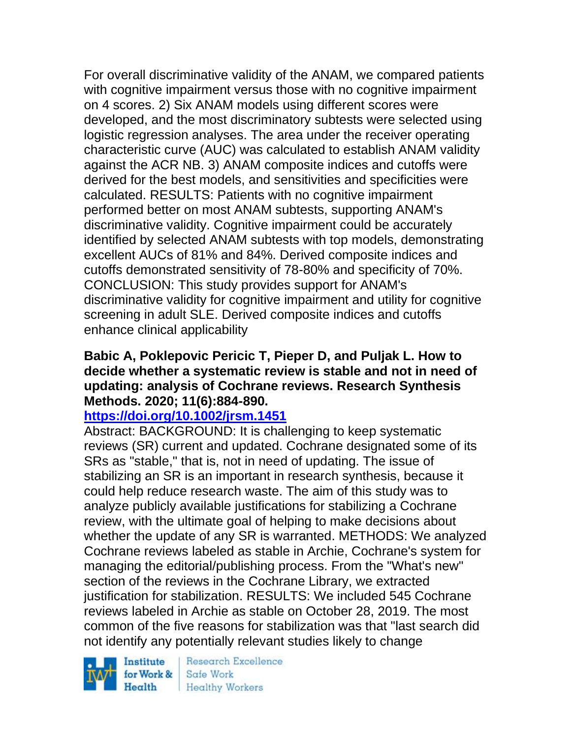For overall discriminative validity of the ANAM, we compared patients with cognitive impairment versus those with no cognitive impairment on 4 scores. 2) Six ANAM models using different scores were developed, and the most discriminatory subtests were selected using logistic regression analyses. The area under the receiver operating characteristic curve (AUC) was calculated to establish ANAM validity against the ACR NB. 3) ANAM composite indices and cutoffs were derived for the best models, and sensitivities and specificities were calculated. RESULTS: Patients with no cognitive impairment performed better on most ANAM subtests, supporting ANAM's discriminative validity. Cognitive impairment could be accurately identified by selected ANAM subtests with top models, demonstrating excellent AUCs of 81% and 84%. Derived composite indices and cutoffs demonstrated sensitivity of 78-80% and specificity of 70%. CONCLUSION: This study provides support for ANAM's discriminative validity for cognitive impairment and utility for cognitive screening in adult SLE. Derived composite indices and cutoffs enhance clinical applicability

**Babic A, Poklepovic Pericic T, Pieper D, and Puljak L. How to decide whether a systematic review is stable and not in need of updating: analysis of Cochrane reviews. Research Synthesis Methods. 2020; 11(6):884-890.**
**https://doi.org/10.1002/jrsm.1451**

Abstract: BACKGROUND: It is challenging to keep systematic reviews (SR) current and updated. Cochrane designated some of its SRs as "stable," that is, not in need of updating. The issue of stabilizing an SR is an important in research synthesis, because it could help reduce research waste. The aim of this study was to analyze publicly available justifications for stabilizing a Cochrane review, with the ultimate goal of helping to make decisions about whether the update of any SR is warranted. METHODS: We analyzed Cochrane reviews labeled as stable in Archie, Cochrane's system for managing the editorial/publishing process. From the "What's new" section of the reviews in the Cochrane Library, we extracted justification for stabilization. RESULTS: We included 545 Cochrane reviews labeled in Archie as stable on October 28, 2019. The most common of the five reasons for stabilization was that "last search did not identify any potentially relevant studies likely to change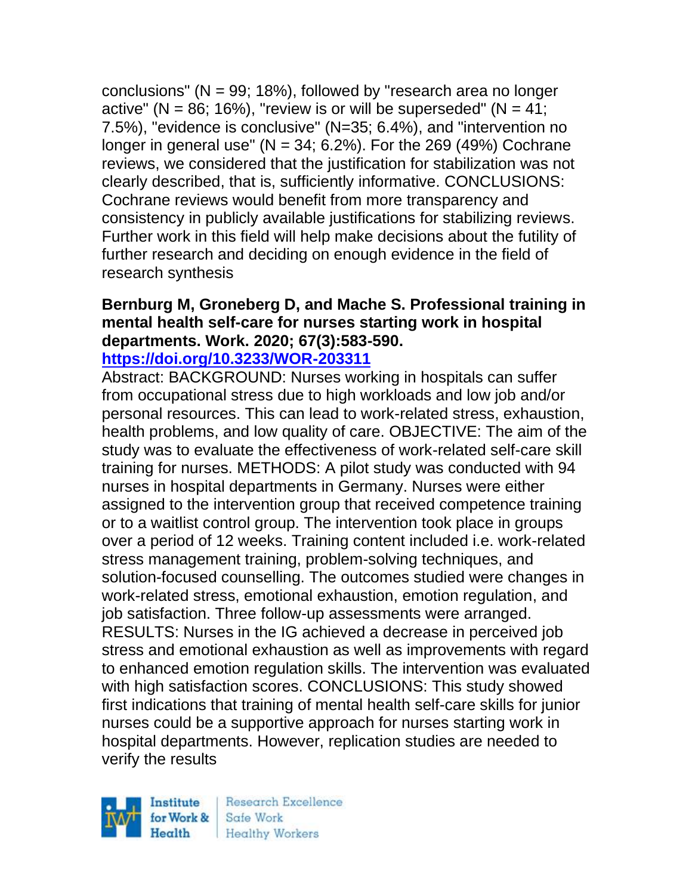conclusions" (N = 99; 18%), followed by "research area no longer active" (N = 86; 16%), "review is or will be superseded" (N = 41; 7.5%), "evidence is conclusive" (N=35; 6.4%), and "intervention no longer in general use" (N = 34; 6.2%). For the 269 (49%) Cochrane reviews, we considered that the justification for stabilization was not clearly described, that is, sufficiently informative. CONCLUSIONS: Cochrane reviews would benefit from more transparency and consistency in publicly available justifications for stabilizing reviews. Further work in this field will help make decisions about the futility of further research and deciding on enough evidence in the field of research synthesis

**Bernburg M, Groneberg D, and Mache S. Professional training in mental health self-care for nurses starting work in hospital departments. Work. 2020; 67(3):583-590.**
**https://doi.org/10.3233/WOR-203311**

Abstract: BACKGROUND: Nurses working in hospitals can suffer from occupational stress due to high workloads and low job and/or personal resources. This can lead to work-related stress, exhaustion, health problems, and low quality of care. OBJECTIVE: The aim of the study was to evaluate the effectiveness of work-related self-care skill training for nurses. METHODS: A pilot study was conducted with 94 nurses in hospital departments in Germany. Nurses were either assigned to the intervention group that received competence training or to a waitlist control group. The intervention took place in groups over a period of 12 weeks. Training content included i.e. work-related stress management training, problem-solving techniques, and solution-focused counselling. The outcomes studied were changes in work-related stress, emotional exhaustion, emotion regulation, and job satisfaction. Three follow-up assessments were arranged. RESULTS: Nurses in the IG achieved a decrease in perceived job stress and emotional exhaustion as well as improvements with regard to enhanced emotion regulation skills. The intervention was evaluated with high satisfaction scores. CONCLUSIONS: This study showed first indications that training of mental health self-care skills for junior nurses could be a supportive approach for nurses starting work in hospital departments. However, replication studies are needed to verify the results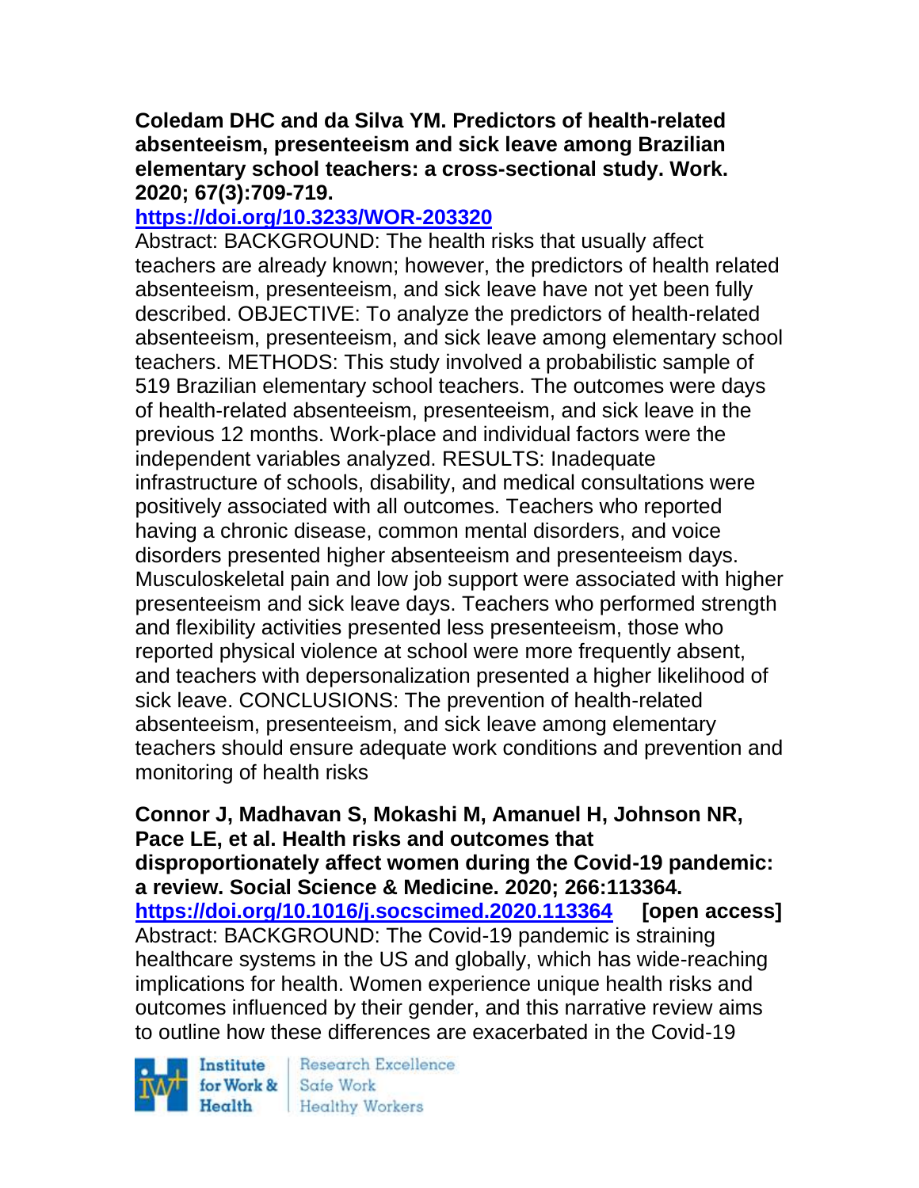**Coledam DHC and da Silva YM. Predictors of health-related absenteeism, presenteeism and sick leave among Brazilian elementary school teachers: a cross-sectional study. Work. 2020; 67(3):709-719.**
**https://doi.org/10.3233/WOR-203320**
Abstract: BACKGROUND: The health risks that usually affect teachers are already known; however, the predictors of health related absenteeism, presenteeism, and sick leave have not yet been fully described. OBJECTIVE: To analyze the predictors of health-related absenteeism, presenteeism, and sick leave among elementary school teachers. METHODS: This study involved a probabilistic sample of 519 Brazilian elementary school teachers. The outcomes were days of health-related absenteeism, presenteeism, and sick leave in the previous 12 months. Work-place and individual factors were the independent variables analyzed. RESULTS: Inadequate infrastructure of schools, disability, and medical consultations were positively associated with all outcomes. Teachers who reported having a chronic disease, common mental disorders, and voice disorders presented higher absenteeism and presenteeism days. Musculoskeletal pain and low job support were associated with higher presenteeism and sick leave days. Teachers who performed strength and flexibility activities presented less presenteeism, those who reported physical violence at school were more frequently absent, and teachers with depersonalization presented a higher likelihood of sick leave. CONCLUSIONS: The prevention of health-related absenteeism, presenteeism, and sick leave among elementary teachers should ensure adequate work conditions and prevention and monitoring of health risks

**Connor J, Madhavan S, Mokashi M, Amanuel H, Johnson NR, Pace LE, et al. Health risks and outcomes that disproportionately affect women during the Covid-19 pandemic: a review. Social Science & Medicine. 2020; 266:113364.**
**https://doi.org/10.1016/j.socscimed.2020.113364 [open access]**
Abstract: BACKGROUND: The Covid-19 pandemic is straining healthcare systems in the US and globally, which has wide-reaching implications for health. Women experience unique health risks and outcomes influenced by their gender, and this narrative review aims to outline how these differences are exacerbated in the Covid-19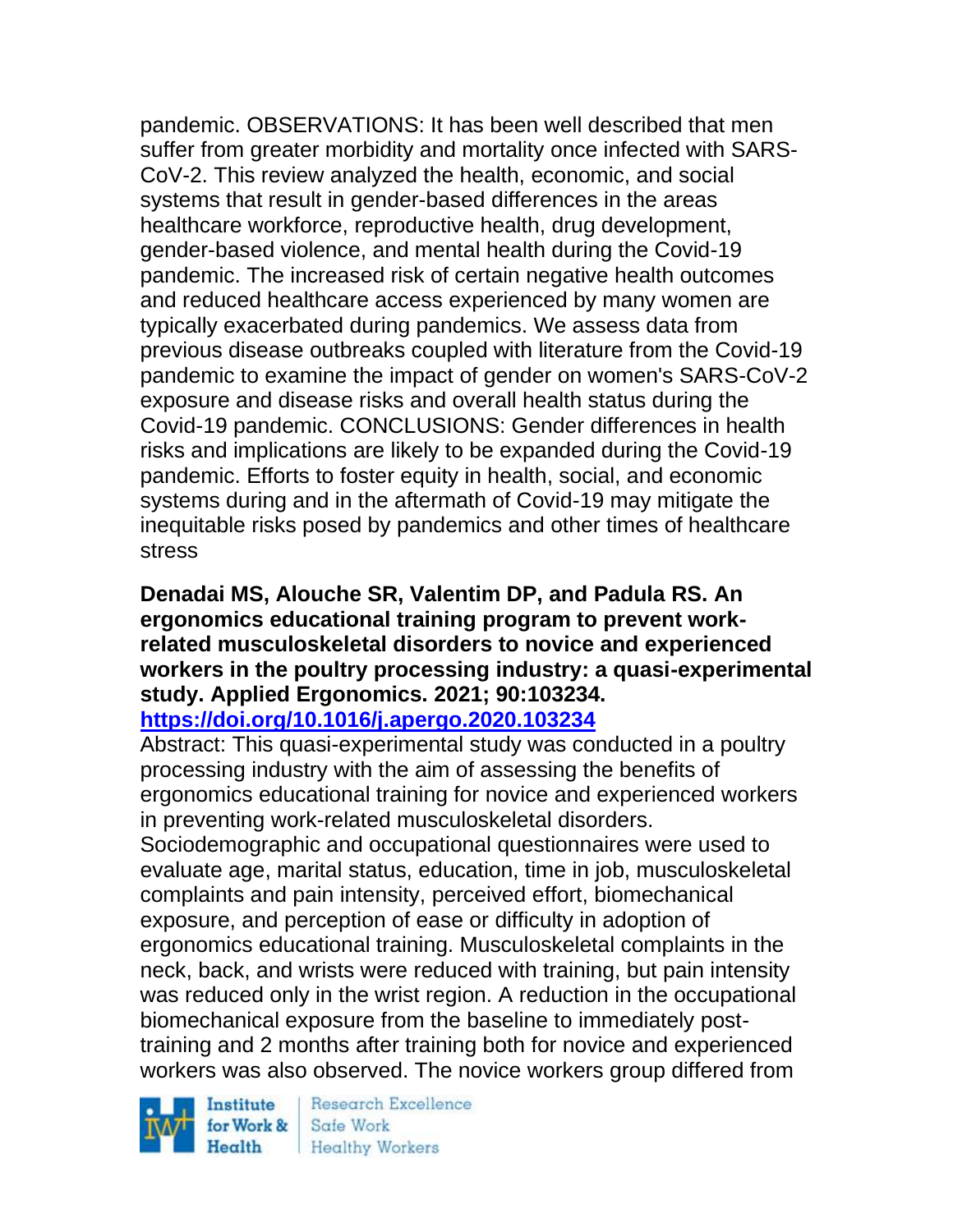pandemic. OBSERVATIONS: It has been well described that men suffer from greater morbidity and mortality once infected with SARS-CoV-2. This review analyzed the health, economic, and social systems that result in gender-based differences in the areas healthcare workforce, reproductive health, drug development, gender-based violence, and mental health during the Covid-19 pandemic. The increased risk of certain negative health outcomes and reduced healthcare access experienced by many women are typically exacerbated during pandemics. We assess data from previous disease outbreaks coupled with literature from the Covid-19 pandemic to examine the impact of gender on women's SARS-CoV-2 exposure and disease risks and overall health status during the Covid-19 pandemic. CONCLUSIONS: Gender differences in health risks and implications are likely to be expanded during the Covid-19 pandemic. Efforts to foster equity in health, social, and economic systems during and in the aftermath of Covid-19 may mitigate the inequitable risks posed by pandemics and other times of healthcare stress

**Denadai MS, Alouche SR, Valentim DP, and Padula RS. An ergonomics educational training program to prevent work-related musculoskeletal disorders to novice and experienced workers in the poultry processing industry: a quasi-experimental study. Applied Ergonomics. 2021; 90:103234.**
**https://doi.org/10.1016/j.apergo.2020.103234**

Abstract: This quasi-experimental study was conducted in a poultry processing industry with the aim of assessing the benefits of ergonomics educational training for novice and experienced workers in preventing work-related musculoskeletal disorders. Sociodemographic and occupational questionnaires were used to evaluate age, marital status, education, time in job, musculoskeletal complaints and pain intensity, perceived effort, biomechanical exposure, and perception of ease or difficulty in adoption of ergonomics educational training. Musculoskeletal complaints in the neck, back, and wrists were reduced with training, but pain intensity was reduced only in the wrist region. A reduction in the occupational biomechanical exposure from the baseline to immediately post-training and 2 months after training both for novice and experienced workers was also observed. The novice workers group differed from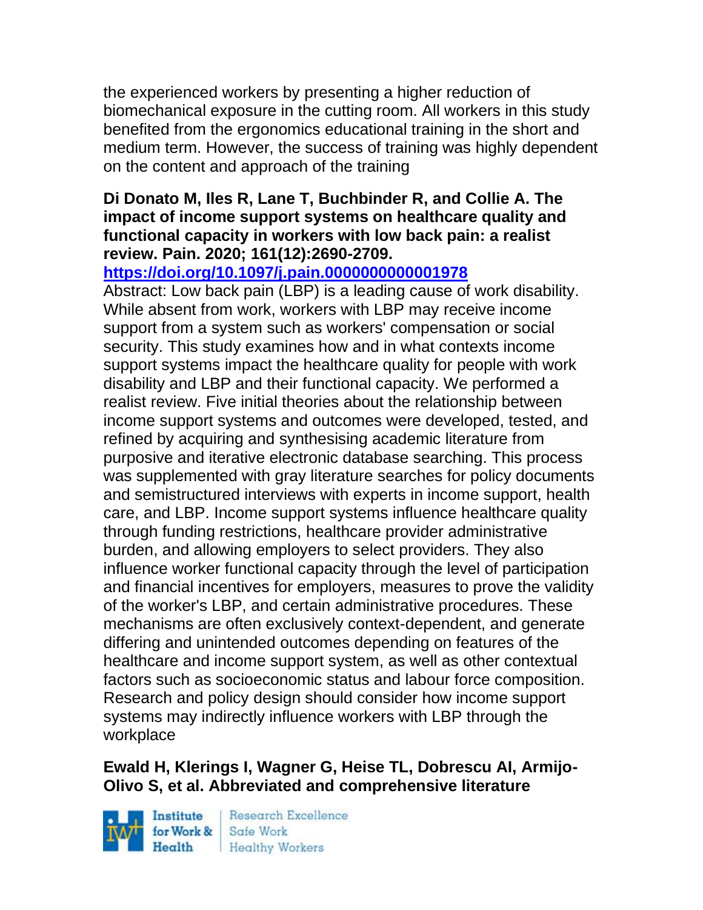the experienced workers by presenting a higher reduction of biomechanical exposure in the cutting room. All workers in this study benefited from the ergonomics educational training in the short and medium term. However, the success of training was highly dependent on the content and approach of the training

**Di Donato M, Iles R, Lane T, Buchbinder R, and Collie A. The impact of income support systems on healthcare quality and functional capacity in workers with low back pain: a realist review. Pain. 2020; 161(12):2690-2709.**
**[https://doi.org/10.1097/j.pain.0000000000001978](https://doi.org/10.1097/j.pain.0000000000001978)**
Abstract: Low back pain (LBP) is a leading cause of work disability. While absent from work, workers with LBP may receive income support from a system such as workers' compensation or social security. This study examines how and in what contexts income support systems impact the healthcare quality for people with work disability and LBP and their functional capacity. We performed a realist review. Five initial theories about the relationship between income support systems and outcomes were developed, tested, and refined by acquiring and synthesising academic literature from purposive and iterative electronic database searching. This process was supplemented with gray literature searches for policy documents and semistructured interviews with experts in income support, health care, and LBP. Income support systems influence healthcare quality through funding restrictions, healthcare provider administrative burden, and allowing employers to select providers. They also influence worker functional capacity through the level of participation and financial incentives for employers, measures to prove the validity of the worker's LBP, and certain administrative procedures. These mechanisms are often exclusively context-dependent, and generate differing and unintended outcomes depending on features of the healthcare and income support system, as well as other contextual factors such as socioeconomic status and labour force composition. Research and policy design should consider how income support systems may indirectly influence workers with LBP through the workplace

**Ewald H, Klerings I, Wagner G, Heise TL, Dobrescu AI, Armijo-Olivo S, et al. Abbreviated and comprehensive literature**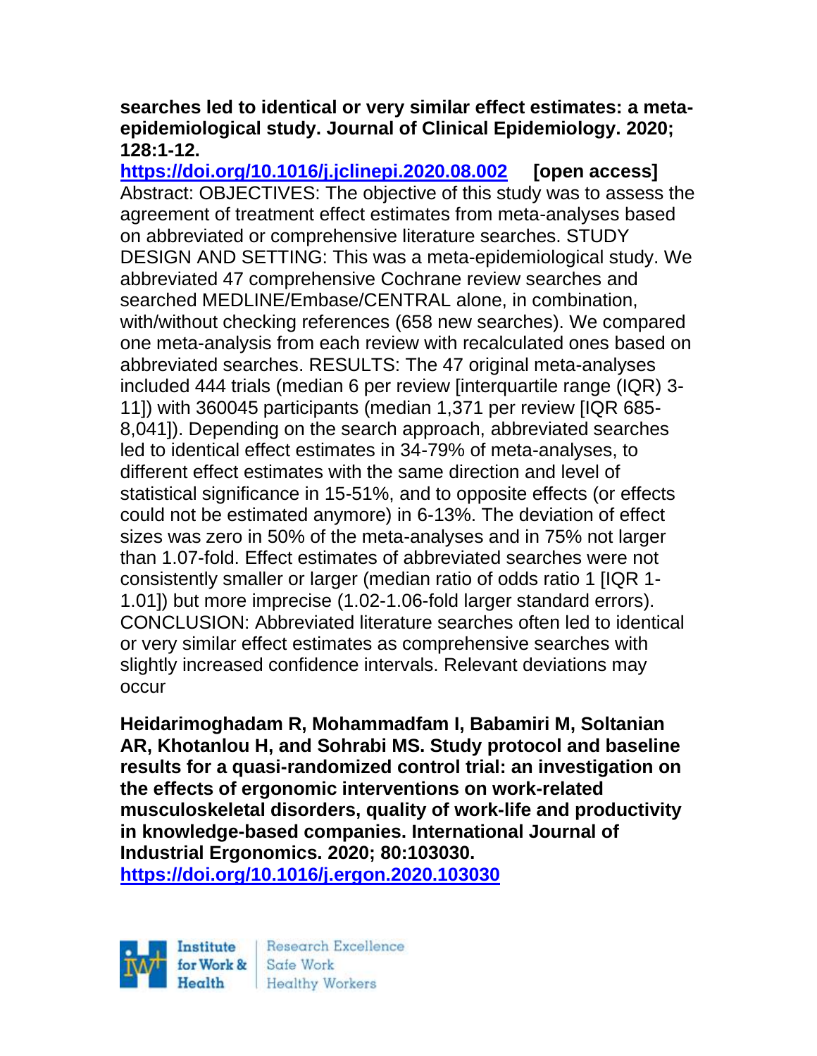**searches led to identical or very similar effect estimates: a meta-epidemiological study. Journal of Clinical Epidemiology. 2020; 128:1-12.**
https://doi.org/10.1016/j.jclinepi.2020.08.002 **[open access]**
Abstract: OBJECTIVES: The objective of this study was to assess the agreement of treatment effect estimates from meta-analyses based on abbreviated or comprehensive literature searches. STUDY DESIGN AND SETTING: This was a meta-epidemiological study. We abbreviated 47 comprehensive Cochrane review searches and searched MEDLINE/Embase/CENTRAL alone, in combination, with/without checking references (658 new searches). We compared one meta-analysis from each review with recalculated ones based on abbreviated searches. RESULTS: The 47 original meta-analyses included 444 trials (median 6 per review [interquartile range (IQR) 3-11]) with 360045 participants (median 1,371 per review [IQR 685-8,041]). Depending on the search approach, abbreviated searches led to identical effect estimates in 34-79% of meta-analyses, to different effect estimates with the same direction and level of statistical significance in 15-51%, and to opposite effects (or effects could not be estimated anymore) in 6-13%. The deviation of effect sizes was zero in 50% of the meta-analyses and in 75% not larger than 1.07-fold. Effect estimates of abbreviated searches were not consistently smaller or larger (median ratio of odds ratio 1 [IQR 1-1.01]) but more imprecise (1.02-1.06-fold larger standard errors). CONCLUSION: Abbreviated literature searches often led to identical or very similar effect estimates as comprehensive searches with slightly increased confidence intervals. Relevant deviations may occur

**Heidarimoghadam R, Mohammadfam I, Babamiri M, Soltanian AR, Khotanlou H, and Sohrabi MS. Study protocol and baseline results for a quasi-randomized control trial: an investigation on the effects of ergonomic interventions on work-related musculoskeletal disorders, quality of work-life and productivity in knowledge-based companies. International Journal of Industrial Ergonomics. 2020; 80:103030.**
https://doi.org/10.1016/j.ergon.2020.103030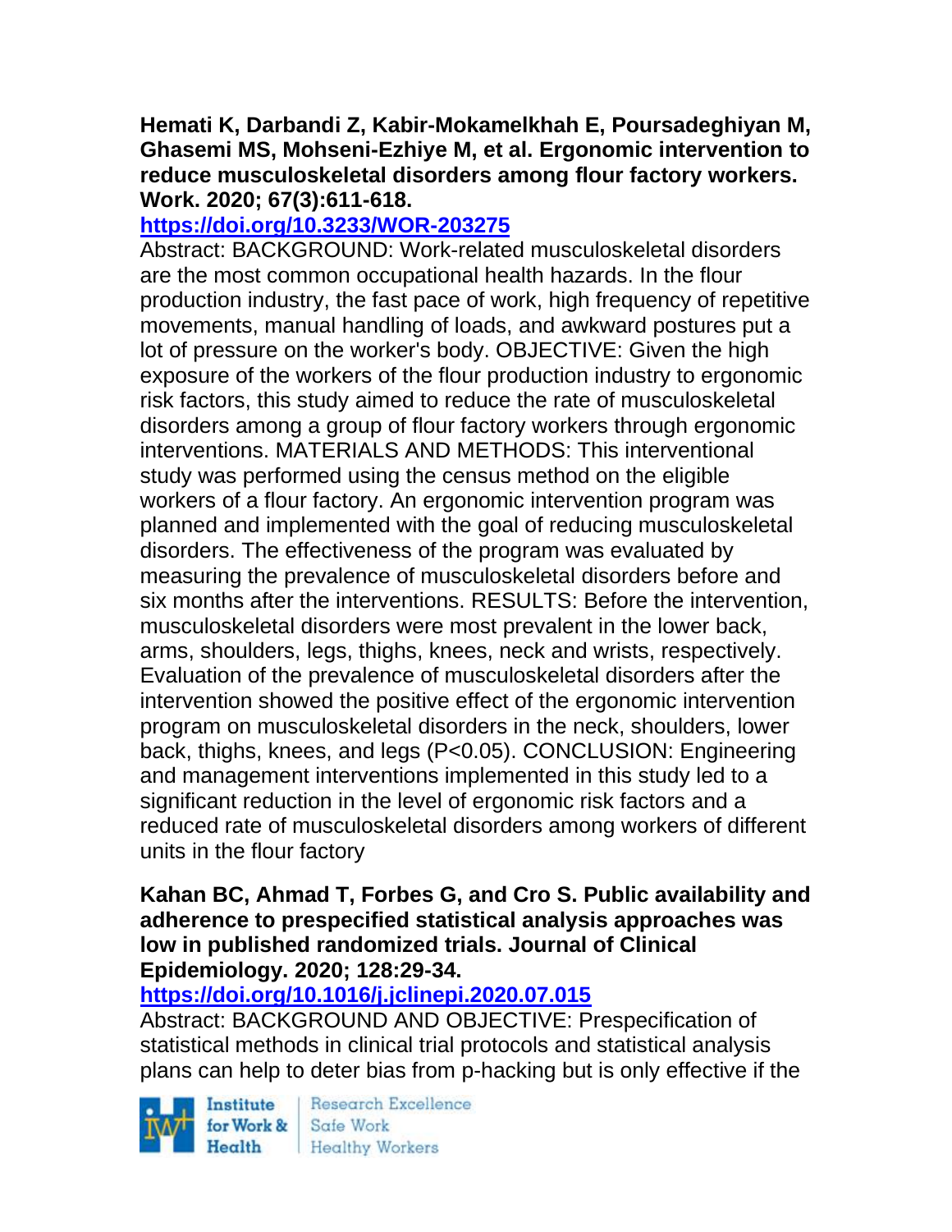**Hemati K, Darbandi Z, Kabir-Mokamelkhah E, Poursadeghiyan M, Ghasemi MS, Mohseni-Ezhiye M, et al. Ergonomic intervention to reduce musculoskeletal disorders among flour factory workers. Work. 2020; 67(3):611-618.**

**https://doi.org/10.3233/WOR-203275**

Abstract: BACKGROUND: Work-related musculoskeletal disorders are the most common occupational health hazards. In the flour production industry, the fast pace of work, high frequency of repetitive movements, manual handling of loads, and awkward postures put a lot of pressure on the worker's body. OBJECTIVE: Given the high exposure of the workers of the flour production industry to ergonomic risk factors, this study aimed to reduce the rate of musculoskeletal disorders among a group of flour factory workers through ergonomic interventions. MATERIALS AND METHODS: This interventional study was performed using the census method on the eligible workers of a flour factory. An ergonomic intervention program was planned and implemented with the goal of reducing musculoskeletal disorders. The effectiveness of the program was evaluated by measuring the prevalence of musculoskeletal disorders before and six months after the interventions. RESULTS: Before the intervention, musculoskeletal disorders were most prevalent in the lower back, arms, shoulders, legs, thighs, knees, neck and wrists, respectively. Evaluation of the prevalence of musculoskeletal disorders after the intervention showed the positive effect of the ergonomic intervention program on musculoskeletal disorders in the neck, shoulders, lower back, thighs, knees, and legs ($P<0.05$). CONCLUSION: Engineering and management interventions implemented in this study led to a significant reduction in the level of ergonomic risk factors and a reduced rate of musculoskeletal disorders among workers of different units in the flour factory

**Kahan BC, Ahmad T, Forbes G, and Cro S. Public availability and adherence to prespecified statistical analysis approaches was low in published randomized trials. Journal of Clinical Epidemiology. 2020; 128:29-34.**

**https://doi.org/10.1016/j.jclinepi.2020.07.015**

Abstract: BACKGROUND AND OBJECTIVE: Prespecification of statistical methods in clinical trial protocols and statistical analysis plans can help to deter bias from p-hacking but is only effective if the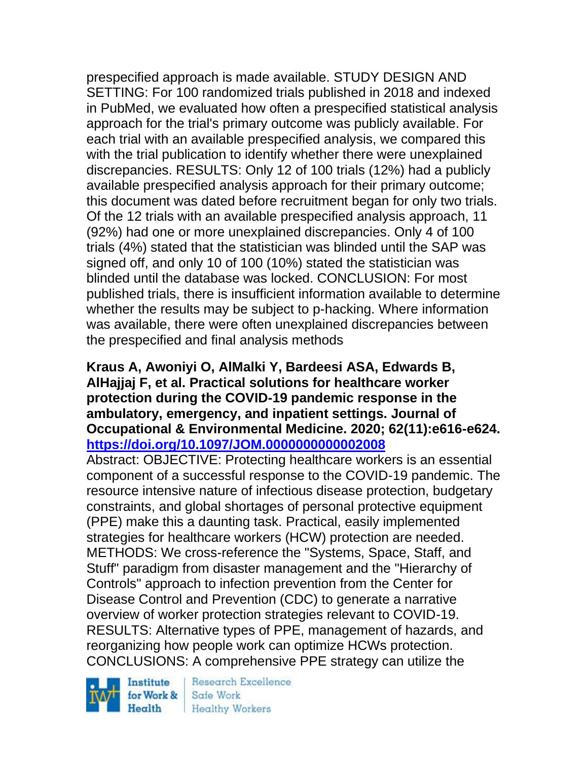prespecified approach is made available. STUDY DESIGN AND SETTING: For 100 randomized trials published in 2018 and indexed in PubMed, we evaluated how often a prespecified statistical analysis approach for the trial's primary outcome was publicly available. For each trial with an available prespecified analysis, we compared this with the trial publication to identify whether there were unexplained discrepancies. RESULTS: Only 12 of 100 trials (12%) had a publicly available prespecified analysis approach for their primary outcome; this document was dated before recruitment began for only two trials. Of the 12 trials with an available prespecified analysis approach, 11 (92%) had one or more unexplained discrepancies. Only 4 of 100 trials (4%) stated that the statistician was blinded until the SAP was signed off, and only 10 of 100 (10%) stated the statistician was blinded until the database was locked. CONCLUSION: For most published trials, there is insufficient information available to determine whether the results may be subject to p-hacking. Where information was available, there were often unexplained discrepancies between the prespecified and final analysis methods

**Kraus A, Awoniyi O, AlMalki Y, Bardeesi ASA, Edwards B, AlHajjaj F, et al. Practical solutions for healthcare worker protection during the COVID-19 pandemic response in the ambulatory, emergency, and inpatient settings. Journal of Occupational & Environmental Medicine. 2020; 62(11):e616-e624. [https://doi.org/10.1097/JOM.0000000000002008](https://doi.org/10.1097/JOM.0000000000002008)**

Abstract: OBJECTIVE: Protecting healthcare workers is an essential component of a successful response to the COVID-19 pandemic. The resource intensive nature of infectious disease protection, budgetary constraints, and global shortages of personal protective equipment (PPE) make this a daunting task. Practical, easily implemented strategies for healthcare workers (HCW) protection are needed. METHODS: We cross-reference the "Systems, Space, Staff, and Stuff" paradigm from disaster management and the "Hierarchy of Controls" approach to infection prevention from the Center for Disease Control and Prevention (CDC) to generate a narrative overview of worker protection strategies relevant to COVID-19. RESULTS: Alternative types of PPE, management of hazards, and reorganizing how people work can optimize HCWs protection. CONCLUSIONS: A comprehensive PPE strategy can utilize the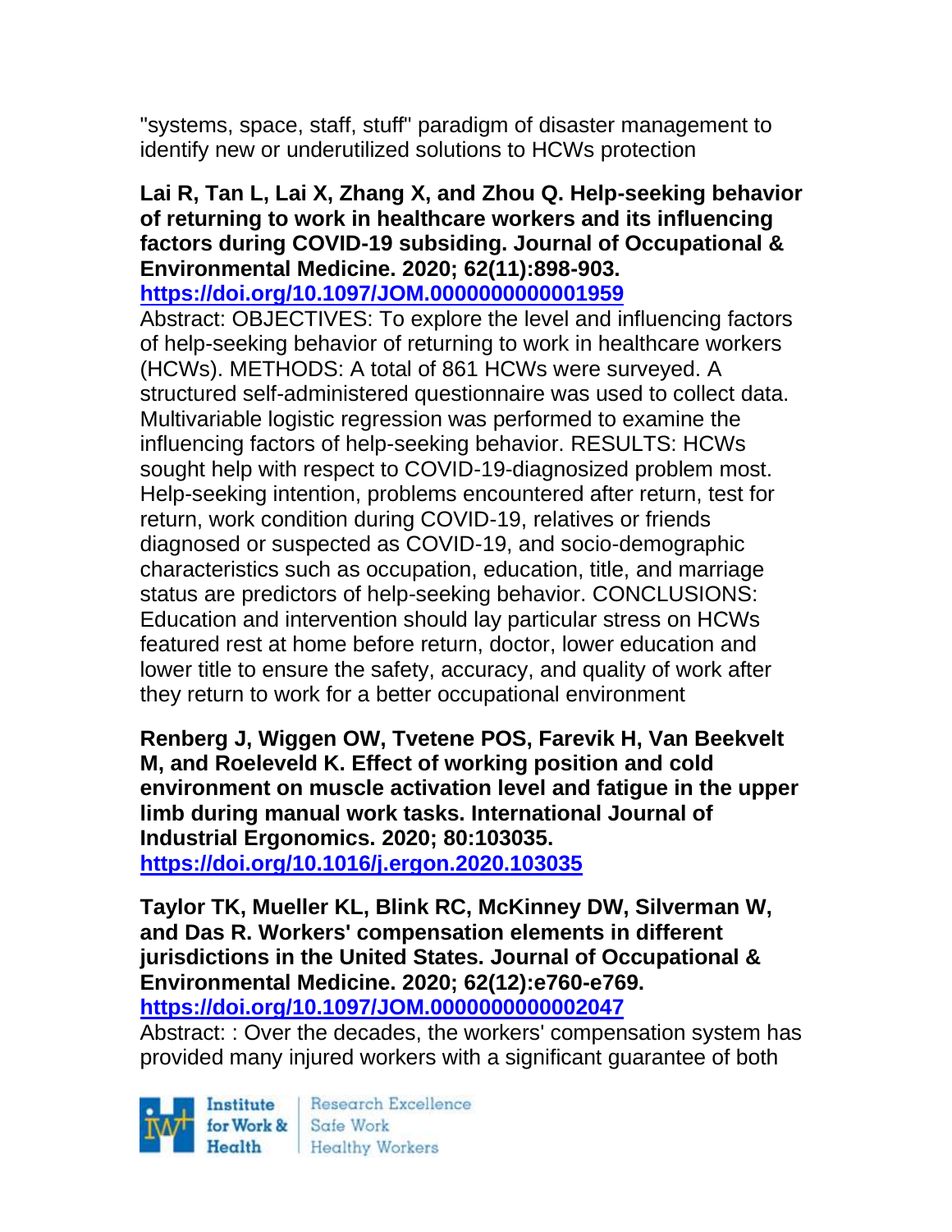"systems, space, staff, stuff" paradigm of disaster management to identify new or underutilized solutions to HCWs protection

**Lai R, Tan L, Lai X, Zhang X, and Zhou Q. Help-seeking behavior of returning to work in healthcare workers and its influencing factors during COVID-19 subsiding. Journal of Occupational & Environmental Medicine. 2020; 62(11):898-903. https://doi.org/10.1097/JOM.0000000000001959**

Abstract: OBJECTIVES: To explore the level and influencing factors of help-seeking behavior of returning to work in healthcare workers (HCWs). METHODS: A total of 861 HCWs were surveyed. A structured self-administered questionnaire was used to collect data. Multivariable logistic regression was performed to examine the influencing factors of help-seeking behavior. RESULTS: HCWs sought help with respect to COVID-19-diagnosized problem most. Help-seeking intention, problems encountered after return, test for return, work condition during COVID-19, relatives or friends diagnosed or suspected as COVID-19, and socio-demographic characteristics such as occupation, education, title, and marriage status are predictors of help-seeking behavior. CONCLUSIONS: Education and intervention should lay particular stress on HCWs featured rest at home before return, doctor, lower education and lower title to ensure the safety, accuracy, and quality of work after they return to work for a better occupational environment

**Renberg J, Wiggen OW, Tvetene POS, Farevik H, Van Beekvelt M, and Roeleveld K. Effect of working position and cold environment on muscle activation level and fatigue in the upper limb during manual work tasks. International Journal of Industrial Ergonomics. 2020; 80:103035. https://doi.org/10.1016/j.ergon.2020.103035**

**Taylor TK, Mueller KL, Blink RC, McKinney DW, Silverman W, and Das R. Workers' compensation elements in different jurisdictions in the United States. Journal of Occupational & Environmental Medicine. 2020; 62(12):e760-e769. https://doi.org/10.1097/JOM.0000000000002047**

Abstract: : Over the decades, the workers' compensation system has provided many injured workers with a significant guarantee of both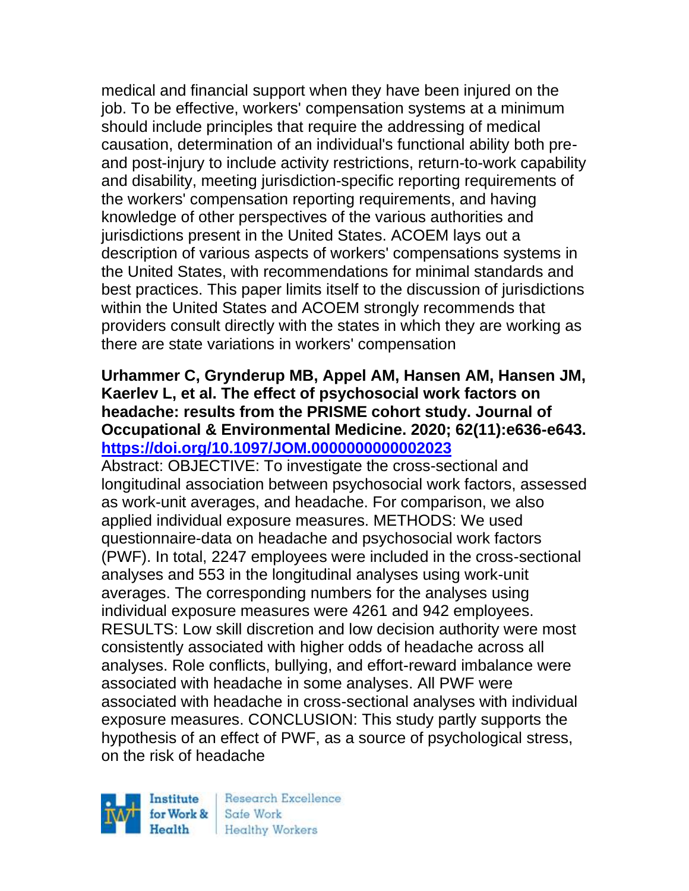medical and financial support when they have been injured on the job. To be effective, workers' compensation systems at a minimum should include principles that require the addressing of medical causation, determination of an individual's functional ability both pre- and post-injury to include activity restrictions, return-to-work capability and disability, meeting jurisdiction-specific reporting requirements of the workers' compensation reporting requirements, and having knowledge of other perspectives of the various authorities and jurisdictions present in the United States. ACOEM lays out a description of various aspects of workers' compensations systems in the United States, with recommendations for minimal standards and best practices. This paper limits itself to the discussion of jurisdictions within the United States and ACOEM strongly recommends that providers consult directly with the states in which they are working as there are state variations in workers' compensation

**Urhammer C, Grynderup MB, Appel AM, Hansen AM, Hansen JM, Kaerlev L, et al. The effect of psychosocial work factors on headache: results from the PRISME cohort study. Journal of Occupational & Environmental Medicine. 2020; 62(11):e636-e643. https://doi.org/10.1097/JOM.0000000000002023**

Abstract: OBJECTIVE: To investigate the cross-sectional and longitudinal association between psychosocial work factors, assessed as work-unit averages, and headache. For comparison, we also applied individual exposure measures. METHODS: We used questionnaire-data on headache and psychosocial work factors (PWF). In total, 2247 employees were included in the cross-sectional analyses and 553 in the longitudinal analyses using work-unit averages. The corresponding numbers for the analyses using individual exposure measures were 4261 and 942 employees. RESULTS: Low skill discretion and low decision authority were most consistently associated with higher odds of headache across all analyses. Role conflicts, bullying, and effort-reward imbalance were associated with headache in some analyses. All PWF were associated with headache in cross-sectional analyses with individual exposure measures. CONCLUSION: This study partly supports the hypothesis of an effect of PWF, as a source of psychological stress, on the risk of headache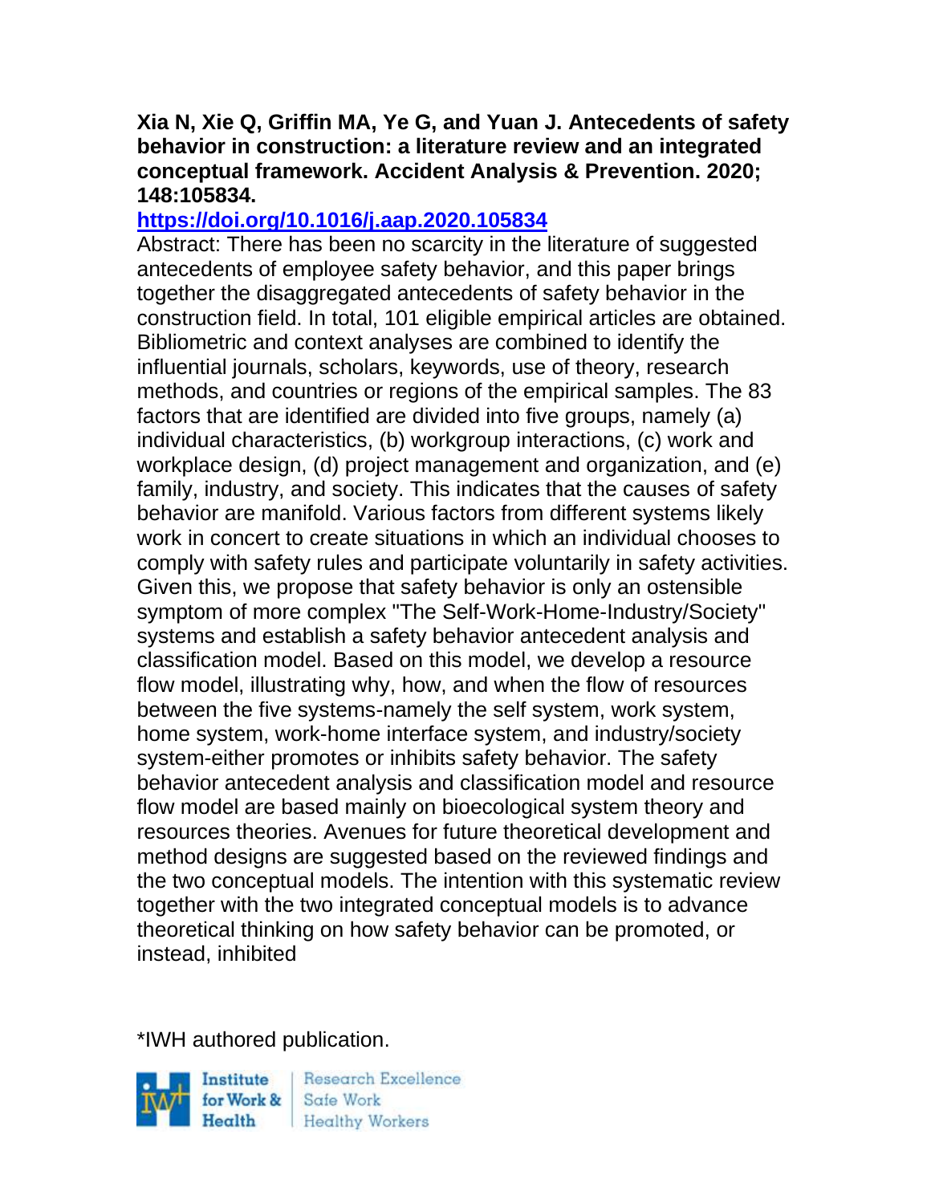**Xia N, Xie Q, Griffin MA, Ye G, and Yuan J. Antecedents of safety behavior in construction: a literature review and an integrated conceptual framework. Accident Analysis & Prevention. 2020; 148:105834.**

**https://doi.org/10.1016/j.aap.2020.105834**

Abstract: There has been no scarcity in the literature of suggested antecedents of employee safety behavior, and this paper brings together the disaggregated antecedents of safety behavior in the construction field. In total, 101 eligible empirical articles are obtained. Bibliometric and context analyses are combined to identify the influential journals, scholars, keywords, use of theory, research methods, and countries or regions of the empirical samples. The 83 factors that are identified are divided into five groups, namely (a) individual characteristics, (b) workgroup interactions, (c) work and workplace design, (d) project management and organization, and (e) family, industry, and society. This indicates that the causes of safety behavior are manifold. Various factors from different systems likely work in concert to create situations in which an individual chooses to comply with safety rules and participate voluntarily in safety activities. Given this, we propose that safety behavior is only an ostensible symptom of more complex "The Self-Work-Home-Industry/Society" systems and establish a safety behavior antecedent analysis and classification model. Based on this model, we develop a resource flow model, illustrating why, how, and when the flow of resources between the five systems-namely the self system, work system, home system, work-home interface system, and industry/society system-either promotes or inhibits safety behavior. The safety behavior antecedent analysis and classification model and resource flow model are based mainly on bioecological system theory and resources theories. Avenues for future theoretical development and method designs are suggested based on the reviewed findings and the two conceptual models. The intention with this systematic review together with the two integrated conceptual models is to advance theoretical thinking on how safety behavior can be promoted, or instead, inhibited

*IWH authored publication.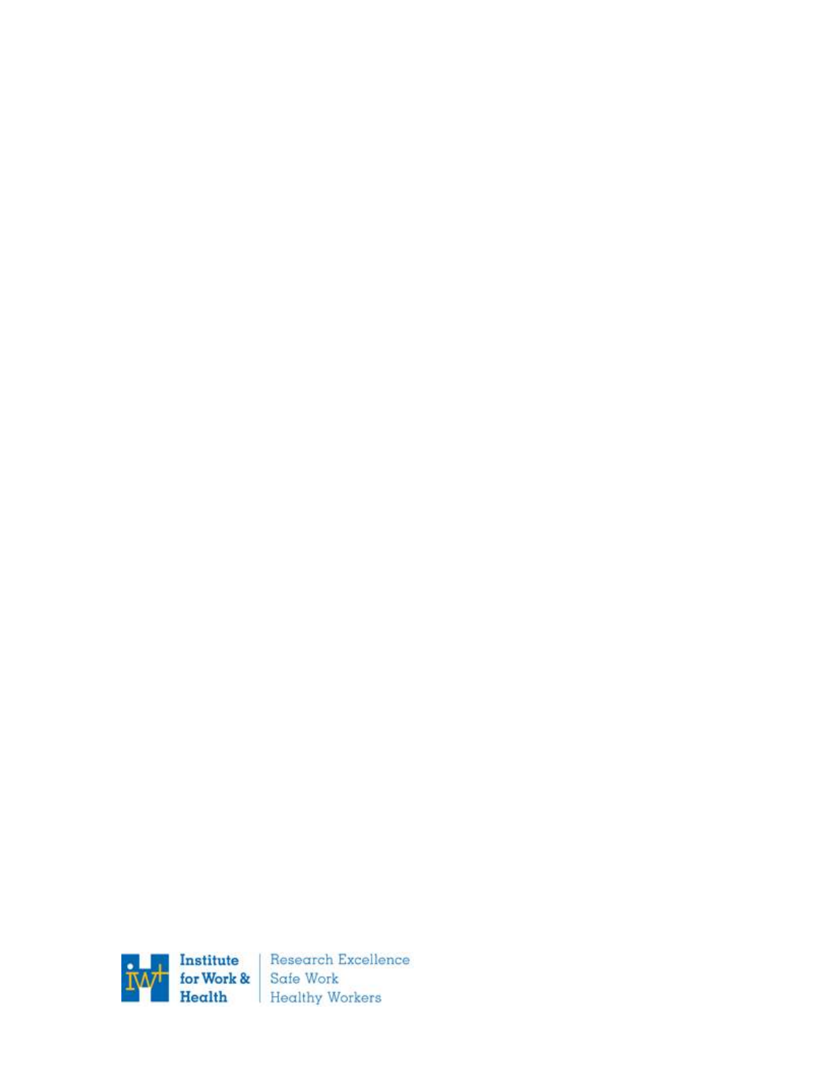Institute for Work & Health

Research Excellence
Safe Work
Healthy Workers